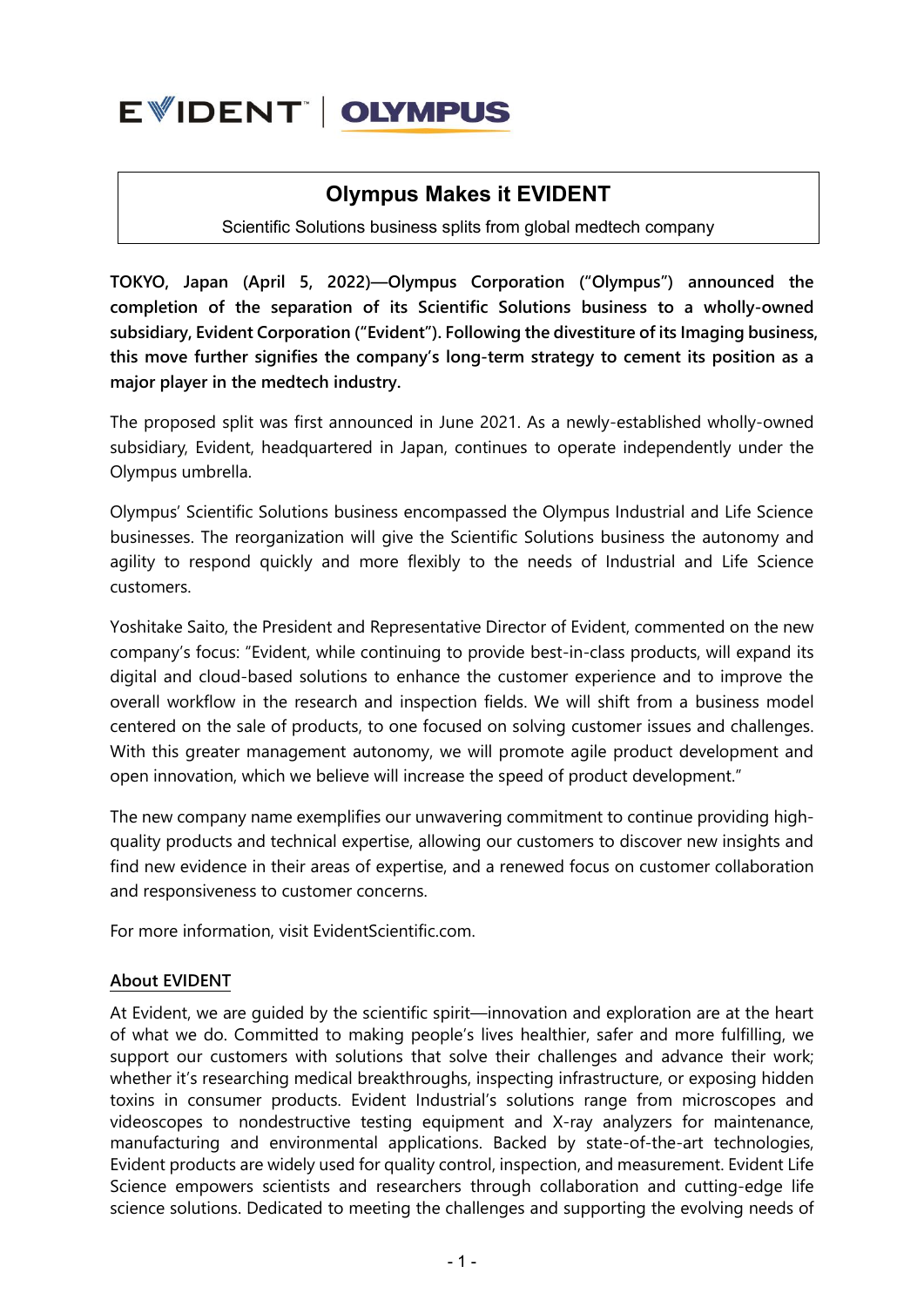EVIDENT | OLYMPUS

# Olympus Makes it EVIDENT

Scientific Solutions business splits from global medtech company

**TOKYO, Japan (April 5, 2022)—Olympus Corporation ("Olympus") announced the completion of the separation of its Scientific Solutions business to a wholly-owned subsidiary, Evident Corporation ("Evident"). Following the divestiture of its Imaging business, this move further signifies the company's long-term strategy to cement its position as a major player in the medtech industry.**

The proposed split was first announced in June 2021. As a newly-established wholly-owned subsidiary, Evident, headquartered in Japan, continues to operate independently under the Olympus umbrella.

Olympus' Scientific Solutions business encompassed the Olympus Industrial and Life Science businesses. The reorganization will give the Scientific Solutions business the autonomy and agility to respond quickly and more flexibly to the needs of Industrial and Life Science customers.

Yoshitake Saito, the President and Representative Director of Evident, commented on the new company's focus: "Evident, while continuing to provide best-in-class products, will expand its digital and cloud-based solutions to enhance the customer experience and to improve the overall workflow in the research and inspection fields. We will shift from a business model centered on the sale of products, to one focused on solving customer issues and challenges. With this greater management autonomy, we will promote agile product development and open innovation, which we believe will increase the speed of product development."

The new company name exemplifies our unwavering commitment to continue providing high-quality products and technical expertise, allowing our customers to discover new insights and find new evidence in their areas of expertise, and a renewed focus on customer collaboration and responsiveness to customer concerns.

For more information, visit EvidentScientific.com.

## About EVIDENT

At Evident, we are guided by the scientific spirit—innovation and exploration are at the heart of what we do. Committed to making people's lives healthier, safer and more fulfilling, we support our customers with solutions that solve their challenges and advance their work; whether it's researching medical breakthroughs, inspecting infrastructure, or exposing hidden toxins in consumer products. Evident Industrial's solutions range from microscopes and videoscopes to nondestructive testing equipment and X-ray analyzers for maintenance, manufacturing and environmental applications. Backed by state-of-the-art technologies, Evident products are widely used for quality control, inspection, and measurement. Evident Life Science empowers scientists and researchers through collaboration and cutting-edge life science solutions. Dedicated to meeting the challenges and supporting the evolving needs of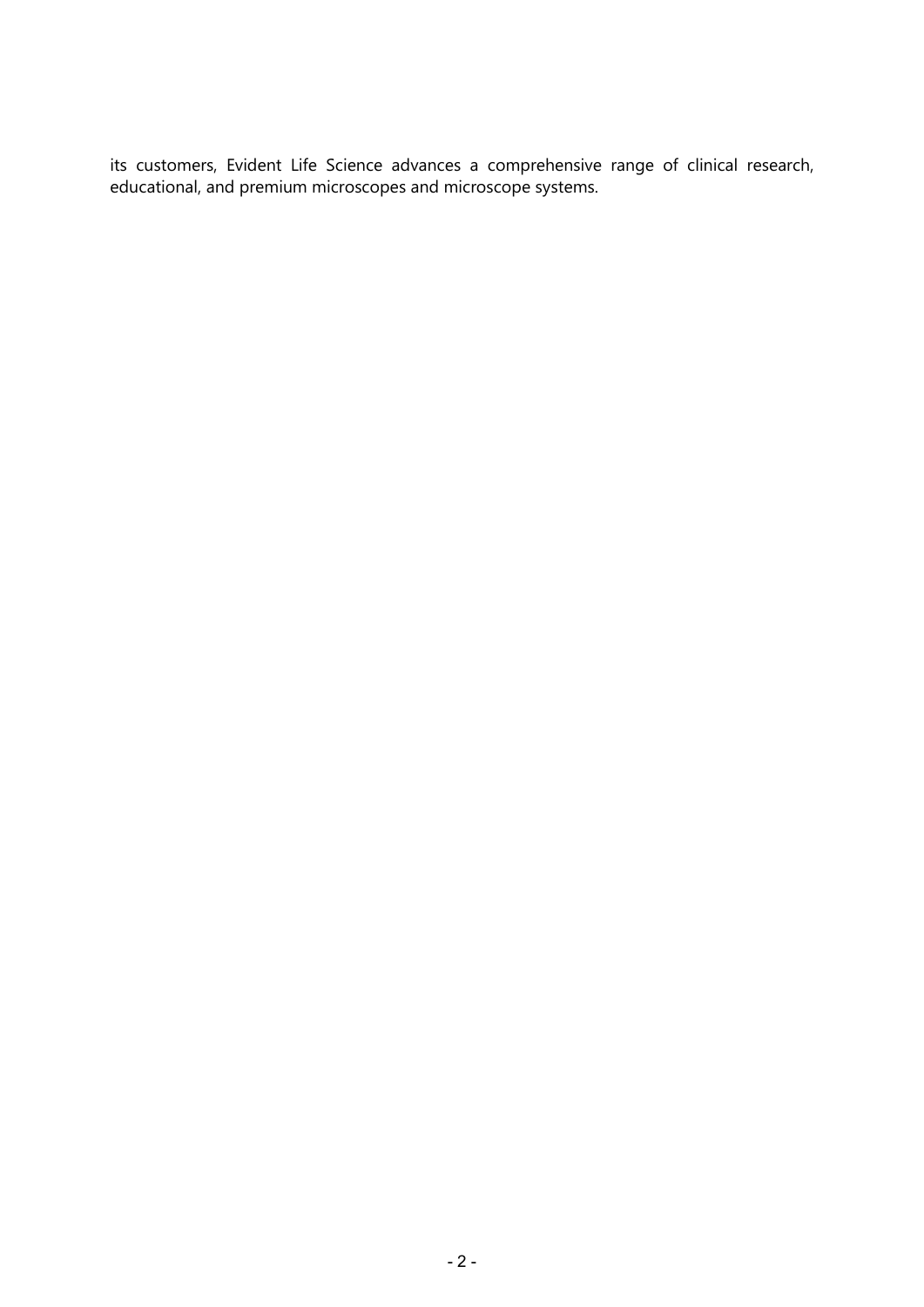its customers, Evident Life Science advances a comprehensive range of clinical research, educational, and premium microscopes and microscope systems.